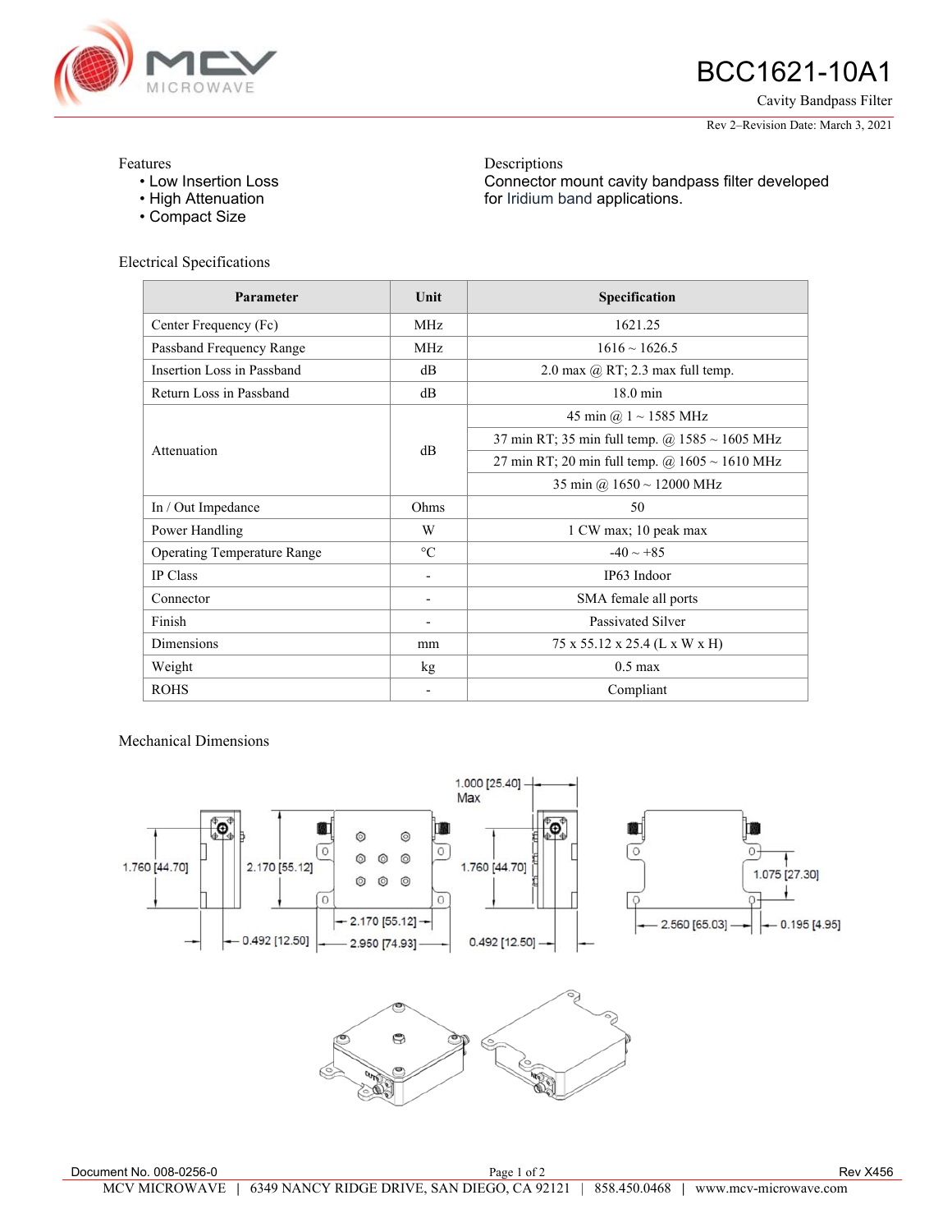# BCC1621-10A1

Cavity Bandpass Filter

Rev 2–Revision Date: March 3, 2021

Features
- Low Insertion Loss
- High Attenuation
- Compact Size

Descriptions

Connector mount cavity bandpass filter developed for Iridium band applications.

## Electrical Specifications

| Parameter | Unit | Specification |
|---|---|---|
| Center Frequency (Fc) | MHz | 1621.25 |
| Passband Frequency Range | MHz | 1616 ~ 1626.5 |
| Insertion Loss in Passband | dB | 2.0 max @ RT; 2.3 max full temp. |
| Return Loss in Passband | dB | 18.0 min |
| Attenuation | dB | 45 min @ 1 ~ 1585 MHz |
| | | 37 min RT; 35 min full temp. @ 1585 ~ 1605 MHz |
| | | 27 min RT; 20 min full temp. @ 1605 ~ 1610 MHz |
| | | 35 min @ 1650 ~ 12000 MHz |
| In / Out Impedance | Ohms | 50 |
| Power Handling | W | 1 CW max; 10 peak max |
| Operating Temperature Range | °C | -40 ~ +85 |
| IP Class | - | IP63 Indoor |
| Connector | - | SMA female all ports |
| Finish | - | Passivated Silver |
| Dimensions | mm | 75 x 55.12 x 25.4 (L x W x H) |
| Weight | kg | 0.5 max |
| ROHS | - | Compliant |

## Mechanical Dimensions

1.000 [25.40] Max

1.760 [44.70]

2.170 [55.12]

1.760 [44.70]

1.075 [27.30]

0.492 [12.50]

2.170 [55.12]

2.950 [74.93]

0.492 [12.50]

2.560 [65.03]

0.195 [4.95]

Document No. 008-0256-0

Rev X456

MCV MICROWAVE | 6349 NANCY RIDGE DRIVE, SAN DIEGO, CA 92121 | 858.450.0468 | www.mcv-microwave.com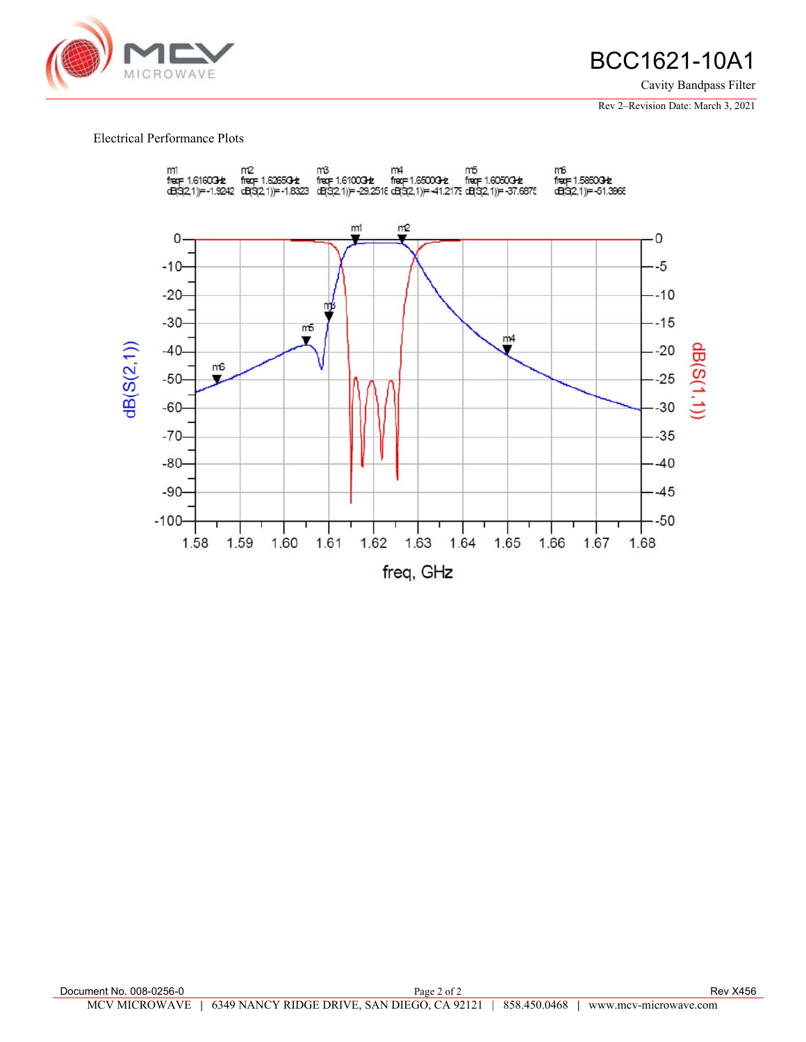# BCC1621-10A1

Cavity Bandpass Filter

Rev 2–Revision Date: March 3, 2021

Electrical Performance Plots

m1
freq= 1.6160GHz
dB(S(2,1))=-1.9242

m2
freq= 1.6265GHz
dB(S(2,1))=-1.8323

m3
freq= 1.6100GHz
dB(S(2,1))=-29.2518

m4
freq= 1.6500GHz
dB(S(2,1))=-41.2175

m5
freq= 1.6050GHz
dB(S(2,1))=-37.6875

m6
freq= 1.5850GHz
dB(S(2,1))=-51.3968

dB(S(2,1))

0
-10
-20
-30
-40
-50
-60
-70
-80
-90
-100

dB(S(1,1))

0
-5
-10
-15
-20
-25
-30
-35
-40
-45
-50

1.58 1.59 1.60 1.61 1.62 1.63 1.64 1.65 1.66 1.67 1.68

freq, GHz

Document No. 008-0256-0

Rev X456

MCV MICROWAVE | 6349 NANCY RIDGE DRIVE, SAN DIEGO, CA 92121 | 858.450.0468 | www.mcv-microwave.com